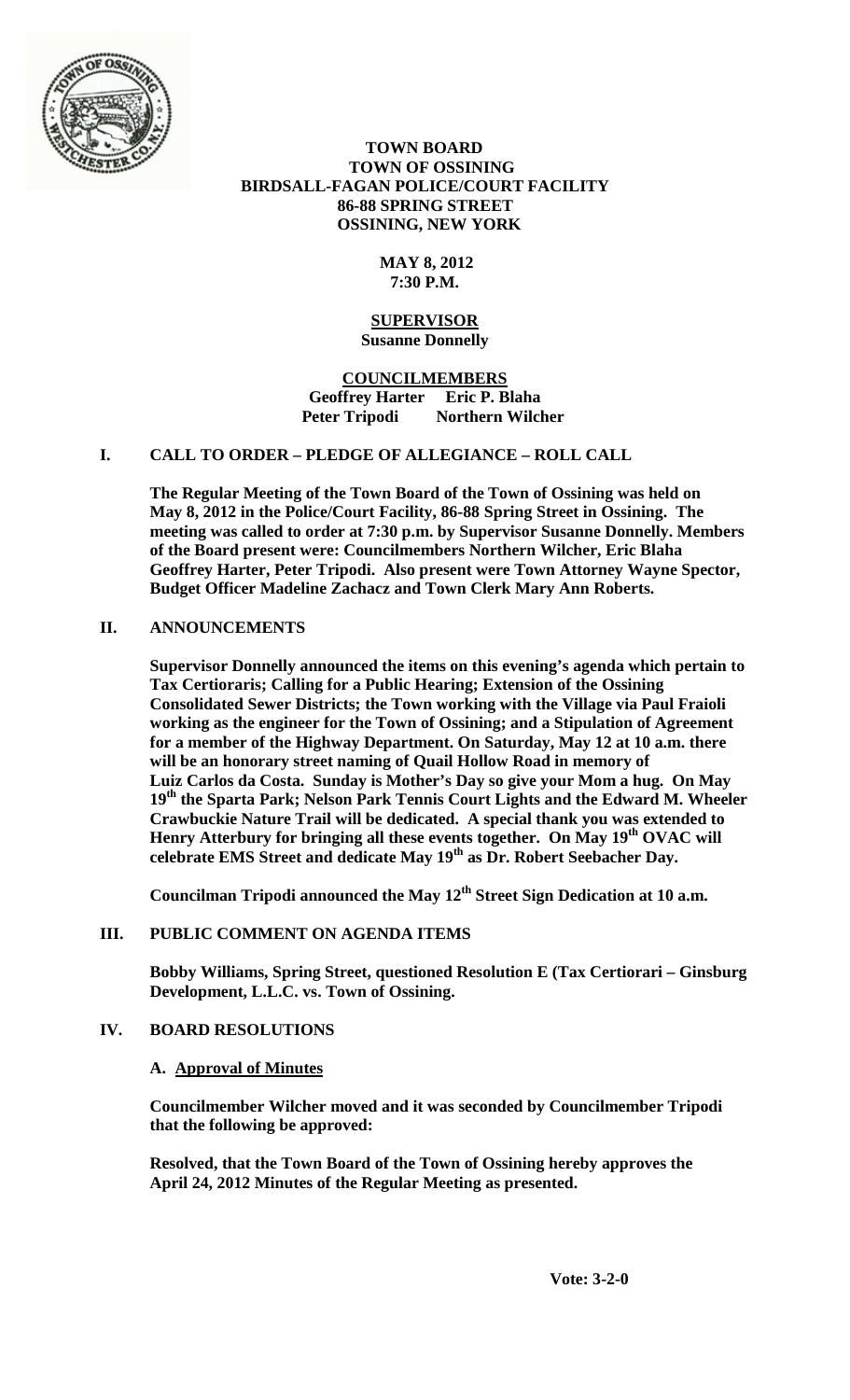**TOWN BOARD**
**TOWN OF OSSINING**
**BIRDSALL-FAGAN POLICE/COURT FACILITY**
**86-88 SPRING STREET**
**OSSINING, NEW YORK**

**MAY 8, 2012**
**7:30 P.M.**

**SUPERVISOR**
**Susanne Donnelly**

**COUNCILMEMBERS**
**Geoffrey Harter Eric P. Blaha**
**Peter Tripodi Northern Wilcher**

## I. CALL TO ORDER – PLEDGE OF ALLEGIANCE – ROLL CALL

**The Regular Meeting of the Town Board of the Town of Ossining was held on May 8, 2012 in the Police/Court Facility, 86-88 Spring Street in Ossining. The meeting was called to order at 7:30 p.m. by Supervisor Susanne Donnelly. Members of the Board present were: Councilmembers Northern Wilcher, Eric Blaha Geoffrey Harter, Peter Tripodi. Also present were Town Attorney Wayne Spector, Budget Officer Madeline Zachacz and Town Clerk Mary Ann Roberts.**

## II. ANNOUNCEMENTS

**Supervisor Donnelly announced the items on this evening's agenda which pertain to Tax Certioraris; Calling for a Public Hearing; Extension of the Ossining Consolidated Sewer Districts; the Town working with the Village via Paul Fraioli working as the engineer for the Town of Ossining; and a Stipulation of Agreement for a member of the Highway Department. On Saturday, May 12 at 10 a.m. there will be an honorary street naming of Quail Hollow Road in memory of Luiz Carlos da Costa. Sunday is Mother's Day so give your Mom a hug. On May 19th the Sparta Park; Nelson Park Tennis Court Lights and the Edward M. Wheeler Crawbuckie Nature Trail will be dedicated. A special thank you was extended to Henry Atterbury for bringing all these events together. On May 19th OVAC will celebrate EMS Street and dedicate May 19th as Dr. Robert Seebacher Day.**

**Councilman Tripodi announced the May 12th Street Sign Dedication at 10 a.m.**

## III. PUBLIC COMMENT ON AGENDA ITEMS

**Bobby Williams, Spring Street, questioned Resolution E (Tax Certiorari – Ginsburg Development, L.L.C. vs. Town of Ossining.**

## IV. BOARD RESOLUTIONS

**A. Approval of Minutes**

**Councilmember Wilcher moved and it was seconded by Councilmember Tripodi that the following be approved:**

**Resolved, that the Town Board of the Town of Ossining hereby approves the April 24, 2012 Minutes of the Regular Meeting as presented.**

**Vote: 3-2-0**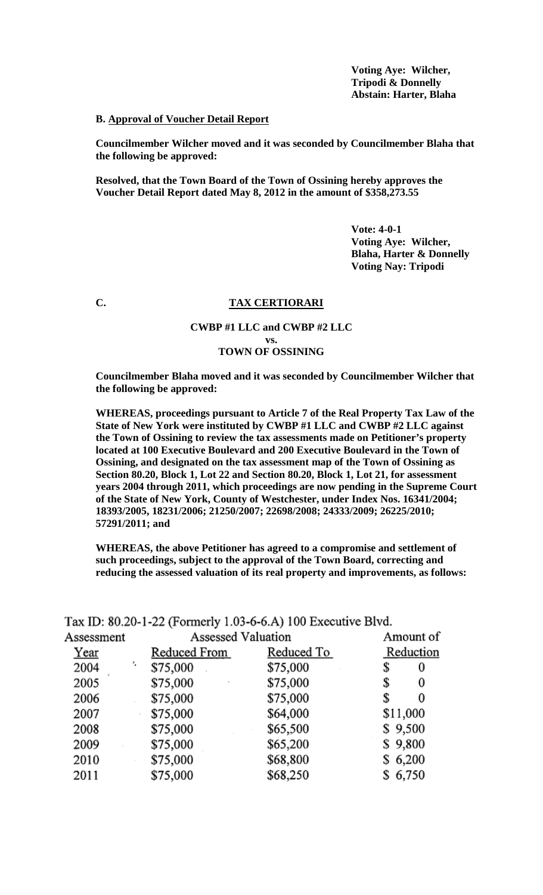**Voting Aye: Wilcher, Tripodi & Donnelly**
**Abstain: Harter, Blaha**

**B. Approval of Voucher Detail Report**

**Councilmember Wilcher moved and it was seconded by Councilmember Blaha that the following be approved:**

**Resolved, that the Town Board of the Town of Ossining hereby approves the Voucher Detail Report dated May 8, 2012 in the amount of $358,273.55**

**Vote: 4-0-1**
**Voting Aye: Wilcher, Blaha, Harter & Donnelly**
**Voting Nay: Tripodi**

**C. TAX CERTIORARI**

**CWBP #1 LLC and CWBP #2 LLC**
**vs.**
**TOWN OF OSSINING**

**Councilmember Blaha moved and it was seconded by Councilmember Wilcher that the following be approved:**

**WHEREAS, proceedings pursuant to Article 7 of the Real Property Tax Law of the State of New York were instituted by CWBP #1 LLC and CWBP #2 LLC against the Town of Ossining to review the tax assessments made on Petitioner's property located at 100 Executive Boulevard and 200 Executive Boulevard in the Town of Ossining, and designated on the tax assessment map of the Town of Ossining as Section 80.20, Block 1, Lot 22 and Section 80.20, Block 1, Lot 21, for assessment years 2004 through 2011, which proceedings are now pending in the Supreme Court of the State of New York, County of Westchester, under Index Nos. 16341/2004; 18393/2005, 18231/2006; 21250/2007; 22698/2008; 24333/2009; 26225/2010; 57291/2011; and**

**WHEREAS, the above Petitioner has agreed to a compromise and settlement of such proceedings, subject to the approval of the Town Board, correcting and reducing the assessed valuation of its real property and improvements, as follows:**

Tax ID: 80.20-1-22 (Formerly 1.03-6-6.A) 100 Executive Blvd.

| Assessment Year | Assessed Valuation Reduced From | Reduced To | Amount of Reduction |
|---|---|---|---|
| 2004 | $75,000 | $75,000 | $ 0 |
| 2005 | $75,000 | $75,000 | $ 0 |
| 2006 | $75,000 | $75,000 | $ 0 |
| 2007 | $75,000 | $64,000 | $11,000 |
| 2008 | $75,000 | $65,500 | $ 9,500 |
| 2009 | $75,000 | $65,200 | $ 9,800 |
| 2010 | $75,000 | $68,800 | $ 6,200 |
| 2011 | $75,000 | $68,250 | $ 6,750 |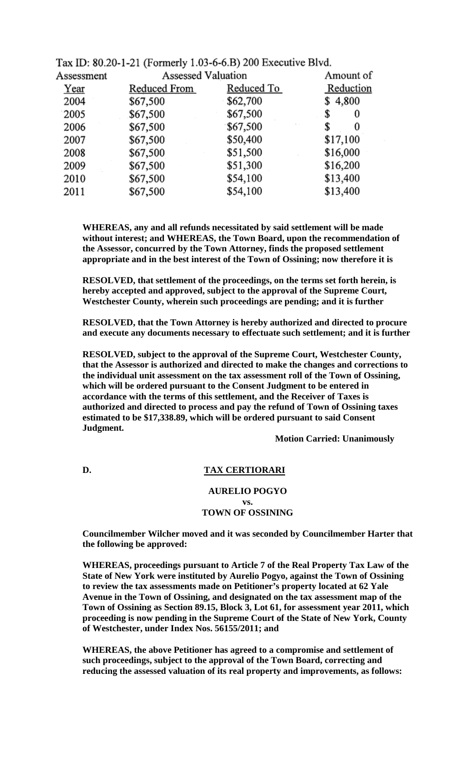Tax ID: 80.20-1-21 (Formerly 1.03-6-6.B) 200 Executive Blvd.

| Assessment | Assessed Valuation | | Amount of |
|---|---|---|---|
| Year | Reduced From | Reduced To | Reduction |
| 2004 | $67,500 | $62,700 | $ 4,800 |
| 2005 | $67,500 | $67,500 | $ 0 |
| 2006 | $67,500 | $67,500 | $ 0 |
| 2007 | $67,500 | $50,400 | $17,100 |
| 2008 | $67,500 | $51,500 | $16,000 |
| 2009 | $67,500 | $51,300 | $16,200 |
| 2010 | $67,500 | $54,100 | $13,400 |
| 2011 | $67,500 | $54,100 | $13,400 |

**WHEREAS, any and all refunds necessitated by said settlement will be made without interest; and WHEREAS, the Town Board, upon the recommendation of the Assessor, concurred by the Town Attorney, finds the proposed settlement appropriate and in the best interest of the Town of Ossining; now therefore it is**

**RESOLVED, that settlement of the proceedings, on the terms set forth herein, is hereby accepted and approved, subject to the approval of the Supreme Court, Westchester County, wherein such proceedings are pending; and it is further**

**RESOLVED, that the Town Attorney is hereby authorized and directed to procure and execute any documents necessary to effectuate such settlement; and it is further**

**RESOLVED, subject to the approval of the Supreme Court, Westchester County, that the Assessor is authorized and directed to make the changes and corrections to the individual unit assessment on the tax assessment roll of the Town of Ossining, which will be ordered pursuant to the Consent Judgment to be entered in accordance with the terms of this settlement, and the Receiver of Taxes is authorized and directed to process and pay the refund of Town of Ossining taxes estimated to be $17,338.89, which will be ordered pursuant to said Consent Judgment.**

**Motion Carried: Unanimously**

**D.** **TAX CERTIORARI**

**AURELIO POGYO**
**vs.**
**TOWN OF OSSINING**

**Councilmember Wilcher moved and it was seconded by Councilmember Harter that the following be approved:**

**WHEREAS, proceedings pursuant to Article 7 of the Real Property Tax Law of the State of New York were instituted by Aurelio Pogyo, against the Town of Ossining to review the tax assessments made on Petitioner's property located at 62 Yale Avenue in the Town of Ossining, and designated on the tax assessment map of the Town of Ossining as Section 89.15, Block 3, Lot 61, for assessment year 2011, which proceeding is now pending in the Supreme Court of the State of New York, County of Westchester, under Index Nos. 56155/2011; and**

**WHEREAS, the above Petitioner has agreed to a compromise and settlement of such proceedings, subject to the approval of the Town Board, correcting and reducing the assessed valuation of its real property and improvements, as follows:**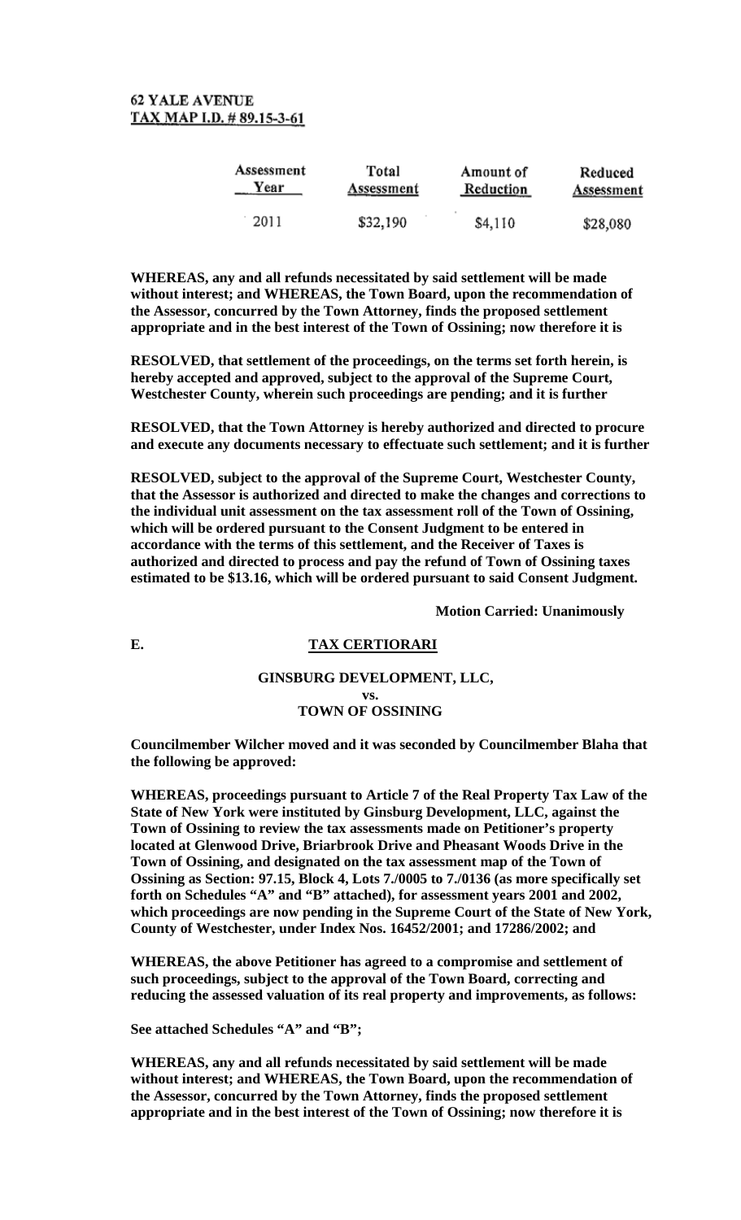**62 YALE AVENUE**
**TAX MAP I.D. # 89.15-3-61**

| Assessment Year | Total Assessment | Amount of Reduction | Reduced Assessment |
|---|---|---|---|
| 2011 | $32,190 | $4,110 | $28,080 |

**WHEREAS, any and all refunds necessitated by said settlement will be made without interest; and WHEREAS, the Town Board, upon the recommendation of the Assessor, concurred by the Town Attorney, finds the proposed settlement appropriate and in the best interest of the Town of Ossining; now therefore it is**

**RESOLVED, that settlement of the proceedings, on the terms set forth herein, is hereby accepted and approved, subject to the approval of the Supreme Court, Westchester County, wherein such proceedings are pending; and it is further**

**RESOLVED, that the Town Attorney is hereby authorized and directed to procure and execute any documents necessary to effectuate such settlement; and it is further**

**RESOLVED, subject to the approval of the Supreme Court, Westchester County, that the Assessor is authorized and directed to make the changes and corrections to the individual unit assessment on the tax assessment roll of the Town of Ossining, which will be ordered pursuant to the Consent Judgment to be entered in accordance with the terms of this settlement, and the Receiver of Taxes is authorized and directed to process and pay the refund of Town of Ossining taxes estimated to be $13.16, which will be ordered pursuant to said Consent Judgment.**

**Motion Carried: Unanimously**

**E. TAX CERTIORARI**

**GINSBURG DEVELOPMENT, LLC,**
**vs.**
**TOWN OF OSSINING**

**Councilmember Wilcher moved and it was seconded by Councilmember Blaha that the following be approved:**

**WHEREAS, proceedings pursuant to Article 7 of the Real Property Tax Law of the State of New York were instituted by Ginsburg Development, LLC, against the Town of Ossining to review the tax assessments made on Petitioner's property located at Glenwood Drive, Briarbrook Drive and Pheasant Woods Drive in the Town of Ossining, and designated on the tax assessment map of the Town of Ossining as Section: 97.15, Block 4, Lots 7./0005 to 7./0136 (as more specifically set forth on Schedules "A" and "B" attached), for assessment years 2001 and 2002, which proceedings are now pending in the Supreme Court of the State of New York, County of Westchester, under Index Nos. 16452/2001; and 17286/2002; and**

**WHEREAS, the above Petitioner has agreed to a compromise and settlement of such proceedings, subject to the approval of the Town Board, correcting and reducing the assessed valuation of its real property and improvements, as follows:**

**See attached Schedules "A" and "B";**

**WHEREAS, any and all refunds necessitated by said settlement will be made without interest; and WHEREAS, the Town Board, upon the recommendation of the Assessor, concurred by the Town Attorney, finds the proposed settlement appropriate and in the best interest of the Town of Ossining; now therefore it is**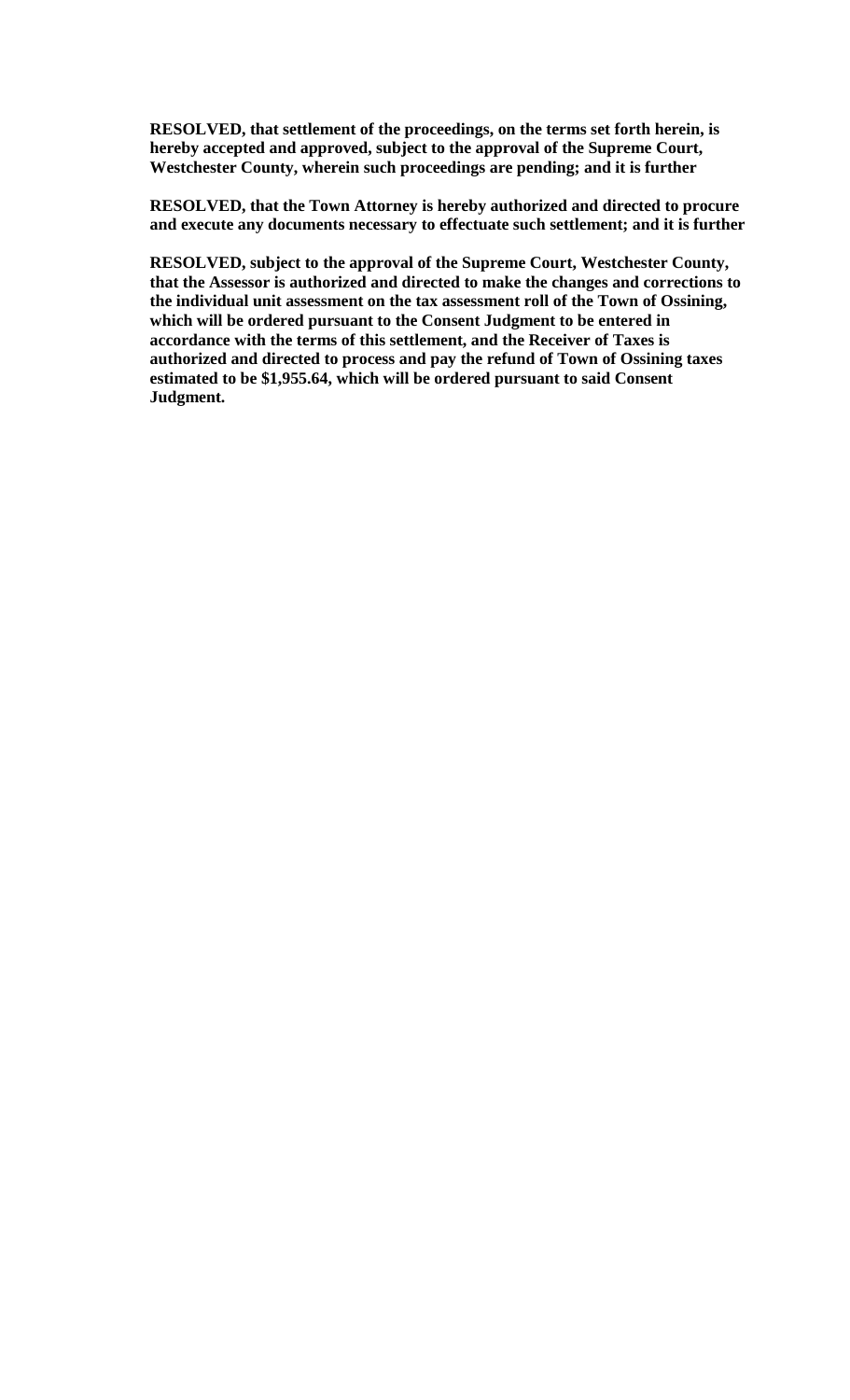**RESOLVED, that settlement of the proceedings, on the terms set forth herein, is hereby accepted and approved, subject to the approval of the Supreme Court, Westchester County, wherein such proceedings are pending; and it is further**

**RESOLVED, that the Town Attorney is hereby authorized and directed to procure and execute any documents necessary to effectuate such settlement; and it is further**

**RESOLVED, subject to the approval of the Supreme Court, Westchester County, that the Assessor is authorized and directed to make the changes and corrections to the individual unit assessment on the tax assessment roll of the Town of Ossining, which will be ordered pursuant to the Consent Judgment to be entered in accordance with the terms of this settlement, and the Receiver of Taxes is authorized and directed to process and pay the refund of Town of Ossining taxes estimated to be $1,955.64, which will be ordered pursuant to said Consent Judgment.**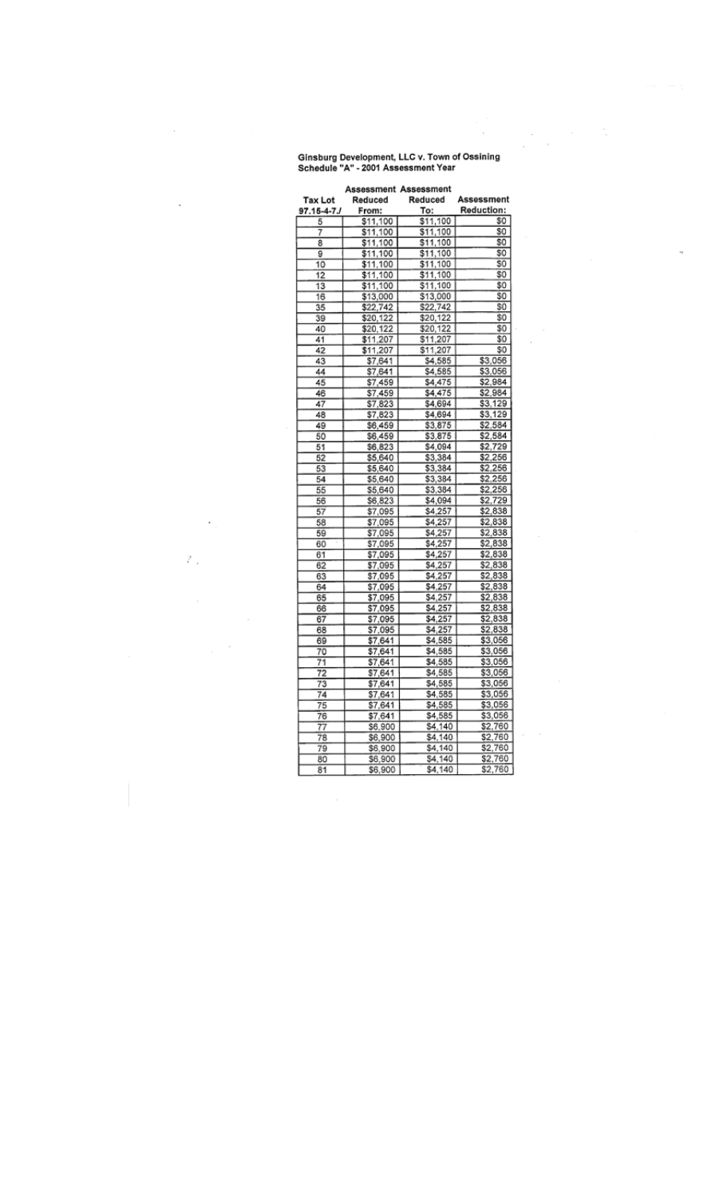Ginsburg Development, LLC v. Town of Ossining
Schedule "A" - 2001 Assessment Year

| Tax Lot 97.15-4-7./ | Assessment Reduced From: | Assessment Reduced To: | Assessment Reduction: |
|---|---|---|---|
| 5 | $11,100 | $11,100 | $0 |
| 7 | $11,100 | $11,100 | $0 |
| 8 | $11,100 | $11,100 | $0 |
| 9 | $11,100 | $11,100 | $0 |
| 10 | $11,100 | $11,100 | $0 |
| 12 | $11,100 | $11,100 | $0 |
| 13 | $11,100 | $11,100 | $0 |
| 16 | $13,000 | $13,000 | $0 |
| 35 | $22,742 | $22,742 | $0 |
| 39 | $20,122 | $20,122 | $0 |
| 40 | $20,122 | $20,122 | $0 |
| 41 | $11,207 | $11,207 | $0 |
| 42 | $11,207 | $11,207 | $0 |
| 43 | $7,641 | $4,585 | $3,056 |
| 44 | $7,641 | $4,585 | $3,056 |
| 45 | $7,459 | $4,475 | $2,984 |
| 46 | $7,459 | $4,475 | $2,984 |
| 47 | $7,823 | $4,694 | $3,129 |
| 48 | $7,823 | $4,694 | $3,129 |
| 49 | $6,459 | $3,875 | $2,584 |
| 50 | $6,459 | $3,875 | $2,584 |
| 51 | $6,823 | $4,094 | $2,729 |
| 52 | $5,640 | $3,384 | $2,256 |
| 53 | $5,640 | $3,384 | $2,256 |
| 54 | $5,640 | $3,384 | $2,256 |
| 55 | $5,640 | $3,384 | $2,256 |
| 56 | $6,823 | $4,094 | $2,729 |
| 57 | $7,095 | $4,257 | $2,838 |
| 58 | $7,095 | $4,257 | $2,838 |
| 59 | $7,095 | $4,257 | $2,838 |
| 60 | $7,095 | $4,257 | $2,838 |
| 61 | $7,095 | $4,257 | $2,838 |
| 62 | $7,095 | $4,257 | $2,838 |
| 63 | $7,095 | $4,257 | $2,838 |
| 64 | $7,095 | $4,257 | $2,838 |
| 65 | $7,095 | $4,257 | $2,838 |
| 66 | $7,095 | $4,257 | $2,838 |
| 67 | $7,095 | $4,257 | $2,838 |
| 68 | $7,095 | $4,257 | $2,838 |
| 69 | $7,641 | $4,585 | $3,056 |
| 70 | $7,641 | $4,585 | $3,056 |
| 71 | $7,641 | $4,585 | $3,056 |
| 72 | $7,641 | $4,585 | $3,056 |
| 73 | $7,641 | $4,585 | $3,056 |
| 74 | $7,641 | $4,585 | $3,056 |
| 75 | $7,641 | $4,585 | $3,056 |
| 76 | $7,641 | $4,585 | $3,056 |
| 77 | $6,900 | $4,140 | $2,760 |
| 78 | $6,900 | $4,140 | $2,760 |
| 79 | $6,900 | $4,140 | $2,760 |
| 80 | $6,900 | $4,140 | $2,760 |
| 81 | $6,900 | $4,140 | $2,760 |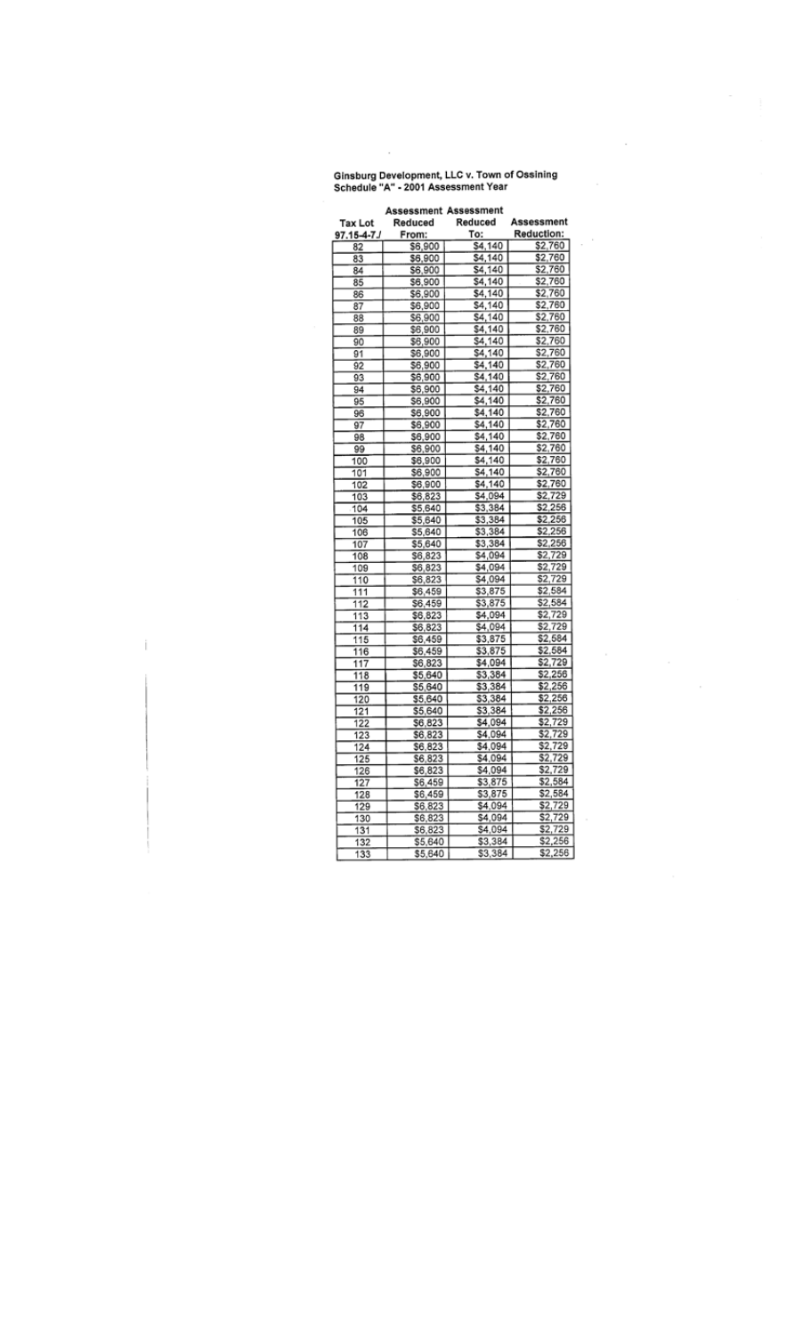Ginsburg Development, LLC v. Town of Ossining
Schedule "A" - 2001 Assessment Year

| Tax Lot 97.15-4-7./ | Assessment Reduced From: | Assessment Reduced To: | Assessment Reduction: |
|---|---|---|---|
| 82 | $6,900 | $4,140 | $2,760 |
| 83 | $6,900 | $4,140 | $2,760 |
| 84 | $6,900 | $4,140 | $2,760 |
| 85 | $6,900 | $4,140 | $2,760 |
| 86 | $6,900 | $4,140 | $2,760 |
| 87 | $6,900 | $4,140 | $2,760 |
| 88 | $6,900 | $4,140 | $2,760 |
| 89 | $6,900 | $4,140 | $2,760 |
| 90 | $6,900 | $4,140 | $2,760 |
| 91 | $6,900 | $4,140 | $2,760 |
| 92 | $6,900 | $4,140 | $2,760 |
| 93 | $6,900 | $4,140 | $2,760 |
| 94 | $6,900 | $4,140 | $2,760 |
| 95 | $6,900 | $4,140 | $2,760 |
| 96 | $6,900 | $4,140 | $2,760 |
| 97 | $6,900 | $4,140 | $2,760 |
| 98 | $6,900 | $4,140 | $2,760 |
| 99 | $6,900 | $4,140 | $2,760 |
| 100 | $6,900 | $4,140 | $2,760 |
| 101 | $6,900 | $4,140 | $2,760 |
| 102 | $6,900 | $4,140 | $2,760 |
| 103 | $6,823 | $4,094 | $2,729 |
| 104 | $5,640 | $3,384 | $2,256 |
| 105 | $5,640 | $3,384 | $2,256 |
| 106 | $5,640 | $3,384 | $2,256 |
| 107 | $5,640 | $3,384 | $2,256 |
| 108 | $6,823 | $4,094 | $2,729 |
| 109 | $6,823 | $4,094 | $2,729 |
| 110 | $6,823 | $4,094 | $2,729 |
| 111 | $6,459 | $3,875 | $2,584 |
| 112 | $6,459 | $3,875 | $2,584 |
| 113 | $6,823 | $4,094 | $2,729 |
| 114 | $6,823 | $4,094 | $2,729 |
| 115 | $6,459 | $3,875 | $2,584 |
| 116 | $6,459 | $3,875 | $2,584 |
| 117 | $6,823 | $4,094 | $2,729 |
| 118 | $5,640 | $3,384 | $2,256 |
| 119 | $5,640 | $3,384 | $2,256 |
| 120 | $5,640 | $3,384 | $2,256 |
| 121 | $5,640 | $3,384 | $2,256 |
| 122 | $6,823 | $4,094 | $2,729 |
| 123 | $6,823 | $4,094 | $2,729 |
| 124 | $6,823 | $4,094 | $2,729 |
| 125 | $6,823 | $4,094 | $2,729 |
| 126 | $6,823 | $4,094 | $2,729 |
| 127 | $6,459 | $3,875 | $2,584 |
| 128 | $6,459 | $3,875 | $2,584 |
| 129 | $6,823 | $4,094 | $2,729 |
| 130 | $6,823 | $4,094 | $2,729 |
| 131 | $6,823 | $4,094 | $2,729 |
| 132 | $5,640 | $3,384 | $2,256 |
| 133 | $5,640 | $3,384 | $2,256 |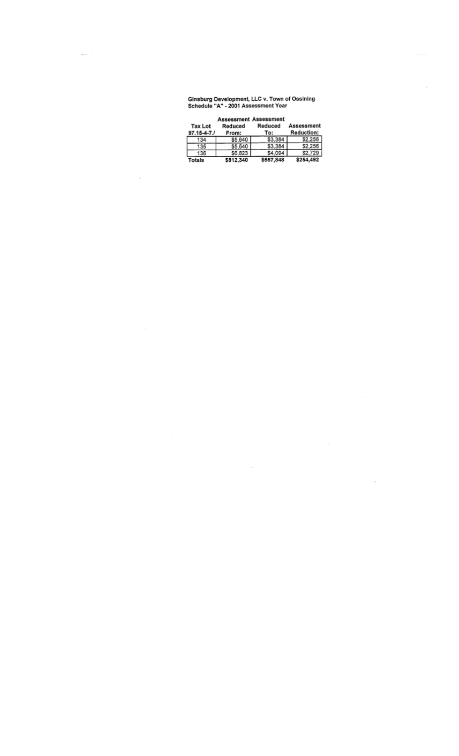Ginsburg Development, LLC v. Town of Ossining
Schedule "A" - 2001 Assessment Year

| Tax Lot 97.15-4-7./ | Assessment Reduced From: | Assessment Reduced To: | Assessment Reduction: |
|---|---|---|---|
| 134 | $5,640 | $3,384 | $2,256 |
| 135 | $5,640 | $3,384 | $2,256 |
| 136 | $6,823 | $4,094 | $2,729 |
| **Totals** | **$812,340** | **$557,848** | **$254,492** |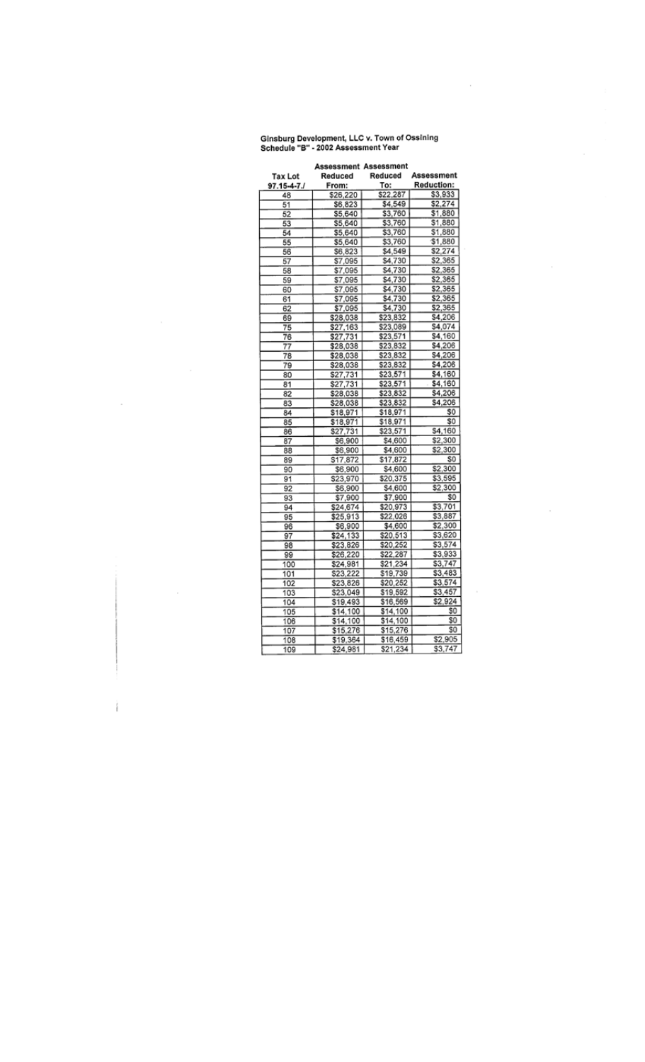**Ginsburg Development, LLC v. Town of Ossining**
**Schedule "B" - 2002 Assessment Year**

| Tax Lot 97.15-4-7./ | Assessment Reduced From: | Assessment Reduced To: | Assessment Reduction: |
|---|---|---|---|
| 48 | $26,220 | $22,287 | $3,933 |
| 51 | $6,823 | $4,549 | $2,274 |
| 52 | $5,640 | $3,760 | $1,880 |
| 53 | $5,640 | $3,760 | $1,880 |
| 54 | $5,640 | $3,760 | $1,880 |
| 55 | $5,640 | $3,760 | $1,880 |
| 56 | $6,823 | $4,549 | $2,274 |
| 57 | $7,095 | $4,730 | $2,365 |
| 58 | $7,095 | $4,730 | $2,365 |
| 59 | $7,095 | $4,730 | $2,365 |
| 60 | $7,095 | $4,730 | $2,365 |
| 61 | $7,095 | $4,730 | $2,365 |
| 62 | $7,095 | $4,730 | $2,365 |
| 69 | $28,038 | $23,832 | $4,206 |
| 75 | $27,163 | $23,089 | $4,074 |
| 76 | $27,731 | $23,571 | $4,160 |
| 77 | $28,038 | $23,832 | $4,206 |
| 78 | $28,038 | $23,832 | $4,206 |
| 79 | $28,038 | $23,832 | $4,206 |
| 80 | $27,731 | $23,571 | $4,160 |
| 81 | $27,731 | $23,571 | $4,160 |
| 82 | $28,038 | $23,832 | $4,206 |
| 83 | $28,038 | $23,832 | $4,206 |
| 84 | $18,971 | $18,971 | $0 |
| 85 | $18,971 | $18,971 | $0 |
| 86 | $27,731 | $23,571 | $4,160 |
| 87 | $6,900 | $4,600 | $2,300 |
| 88 | $6,900 | $4,600 | $2,300 |
| 89 | $17,872 | $17,872 | $0 |
| 90 | $6,900 | $4,600 | $2,300 |
| 91 | $23,970 | $20,375 | $3,595 |
| 92 | $6,900 | $4,600 | $2,300 |
| 93 | $7,900 | $7,900 | $0 |
| 94 | $24,674 | $20,973 | $3,701 |
| 95 | $25,913 | $22,026 | $3,887 |
| 96 | $6,900 | $4,600 | $2,300 |
| 97 | $24,133 | $20,513 | $3,620 |
| 98 | $23,826 | $20,252 | $3,574 |
| 99 | $26,220 | $22,287 | $3,933 |
| 100 | $24,981 | $21,234 | $3,747 |
| 101 | $23,222 | $19,739 | $3,483 |
| 102 | $23,826 | $20,252 | $3,574 |
| 103 | $23,049 | $19,592 | $3,457 |
| 104 | $19,493 | $16,569 | $2,924 |
| 105 | $14,100 | $14,100 | $0 |
| 106 | $14,100 | $14,100 | $0 |
| 107 | $15,276 | $15,276 | $0 |
| 108 | $19,364 | $16,459 | $2,905 |
| 109 | $24,981 | $21,234 | $3,747 |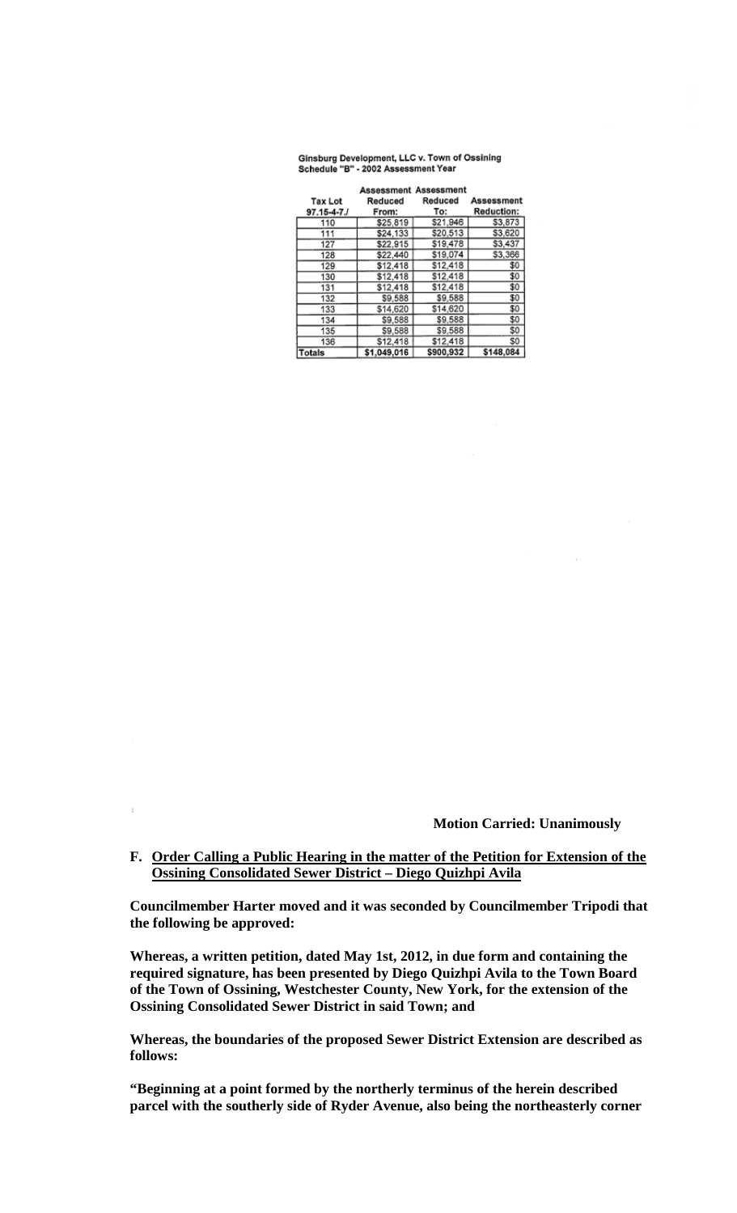Ginsburg Development, LLC v. Town of Ossining
Schedule "B" - 2002 Assessment Year

| Tax Lot 97.15-4-7./ | Assessment Reduced From: | Assessment Reduced To: | Assessment Reduction: |
|---|---|---|---|
| 110 | $25,819 | $21,946 | $3,873 |
| 111 | $24,133 | $20,513 | $3,620 |
| 127 | $22,915 | $19,478 | $3,437 |
| 128 | $22,440 | $19,074 | $3,366 |
| 129 | $12,418 | $12,418 | $0 |
| 130 | $12,418 | $12,418 | $0 |
| 131 | $12,418 | $12,418 | $0 |
| 132 | $9,588 | $9,588 | $0 |
| 133 | $14,620 | $14,620 | $0 |
| 134 | $9,588 | $9,588 | $0 |
| 135 | $9,588 | $9,588 | $0 |
| 136 | $12,418 | $12,418 | $0 |
| Totals | $1,049,016 | $900,932 | $148,084 |

**Motion Carried: Unanimously**

**F. <u>Order Calling a Public Hearing in the matter of the Petition for Extension of the Ossining Consolidated Sewer District – Diego Quizhpi Avila</u>**

**Councilmember Harter moved and it was seconded by Councilmember Tripodi that the following be approved:**

**Whereas, a written petition, dated May 1st, 2012, in due form and containing the required signature, has been presented by Diego Quizhpi Avila to the Town Board of the Town of Ossining, Westchester County, New York, for the extension of the Ossining Consolidated Sewer District in said Town; and**

**Whereas, the boundaries of the proposed Sewer District Extension are described as follows:**

**"Beginning at a point formed by the northerly terminus of the herein described parcel with the southerly side of Ryder Avenue, also being the northeasterly corner**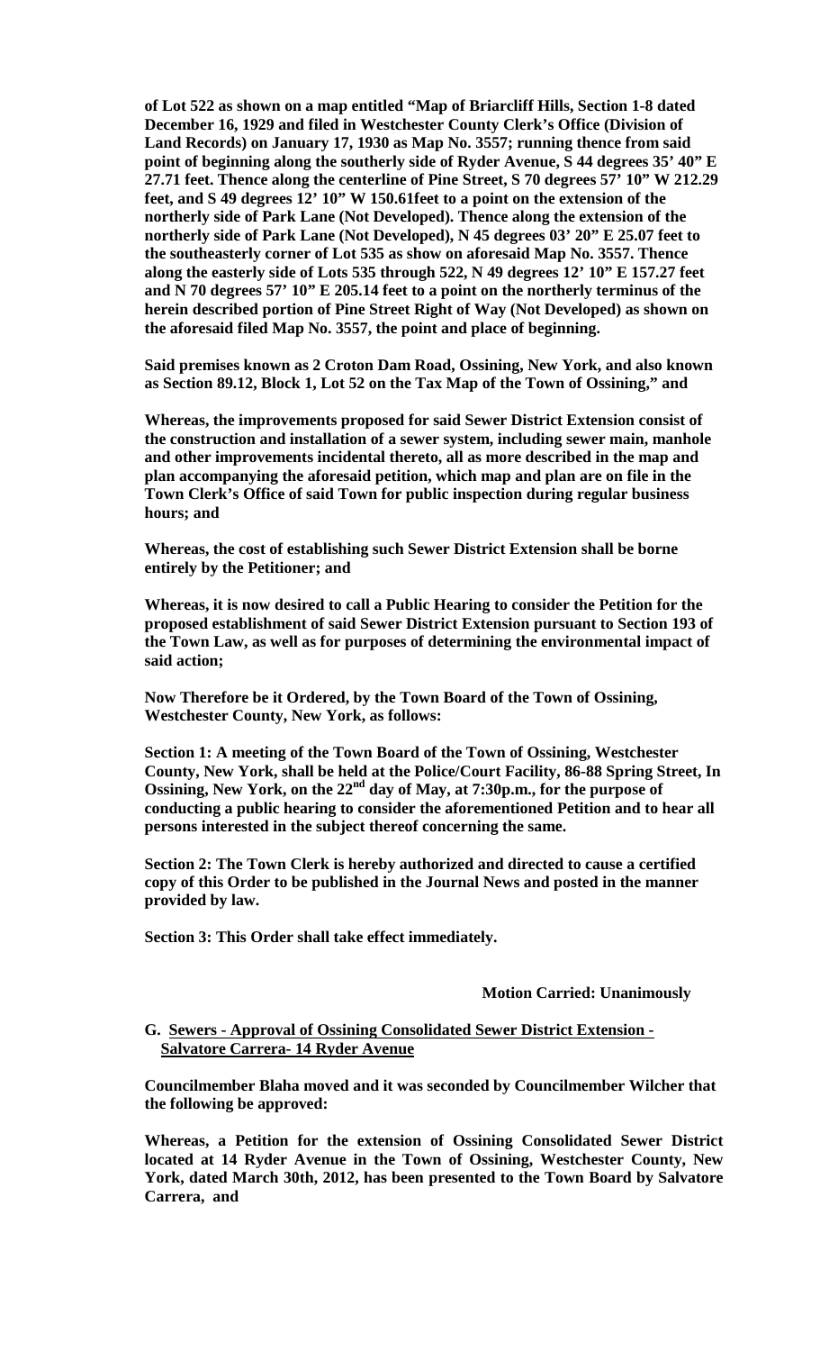**of Lot 522 as shown on a map entitled "Map of Briarcliff Hills, Section 1-8 dated December 16, 1929 and filed in Westchester County Clerk's Office (Division of Land Records) on January 17, 1930 as Map No. 3557; running thence from said point of beginning along the southerly side of Ryder Avenue, S 44 degrees 35' 40" E 27.71 feet. Thence along the centerline of Pine Street, S 70 degrees 57' 10" W 212.29 feet, and S 49 degrees 12' 10" W 150.61feet to a point on the extension of the northerly side of Park Lane (Not Developed). Thence along the extension of the northerly side of Park Lane (Not Developed), N 45 degrees 03' 20" E 25.07 feet to the southeasterly corner of Lot 535 as show on aforesaid Map No. 3557. Thence along the easterly side of Lots 535 through 522, N 49 degrees 12' 10" E 157.27 feet and N 70 degrees 57' 10" E 205.14 feet to a point on the northerly terminus of the herein described portion of Pine Street Right of Way (Not Developed) as shown on the aforesaid filed Map No. 3557, the point and place of beginning.**

**Said premises known as 2 Croton Dam Road, Ossining, New York, and also known as Section 89.12, Block 1, Lot 52 on the Tax Map of the Town of Ossining," and**

**Whereas, the improvements proposed for said Sewer District Extension consist of the construction and installation of a sewer system, including sewer main, manhole and other improvements incidental thereto, all as more described in the map and plan accompanying the aforesaid petition, which map and plan are on file in the Town Clerk's Office of said Town for public inspection during regular business hours; and**

**Whereas, the cost of establishing such Sewer District Extension shall be borne entirely by the Petitioner; and**

**Whereas, it is now desired to call a Public Hearing to consider the Petition for the proposed establishment of said Sewer District Extension pursuant to Section 193 of the Town Law, as well as for purposes of determining the environmental impact of said action;**

**Now Therefore be it Ordered, by the Town Board of the Town of Ossining, Westchester County, New York, as follows:**

**Section 1: A meeting of the Town Board of the Town of Ossining, Westchester County, New York, shall be held at the Police/Court Facility, 86-88 Spring Street, In Ossining, New York, on the 22nd day of May, at 7:30p.m., for the purpose of conducting a public hearing to consider the aforementioned Petition and to hear all persons interested in the subject thereof concerning the same.**

**Section 2: The Town Clerk is hereby authorized and directed to cause a certified copy of this Order to be published in the Journal News and posted in the manner provided by law.**

**Section 3: This Order shall take effect immediately.**

**Motion Carried: Unanimously**

**G. Sewers - Approval of Ossining Consolidated Sewer District Extension - Salvatore Carrera- 14 Ryder Avenue**

**Councilmember Blaha moved and it was seconded by Councilmember Wilcher that the following be approved:**

**Whereas, a Petition for the extension of Ossining Consolidated Sewer District located at 14 Ryder Avenue in the Town of Ossining, Westchester County, New York, dated March 30th, 2012, has been presented to the Town Board by Salvatore Carrera, and**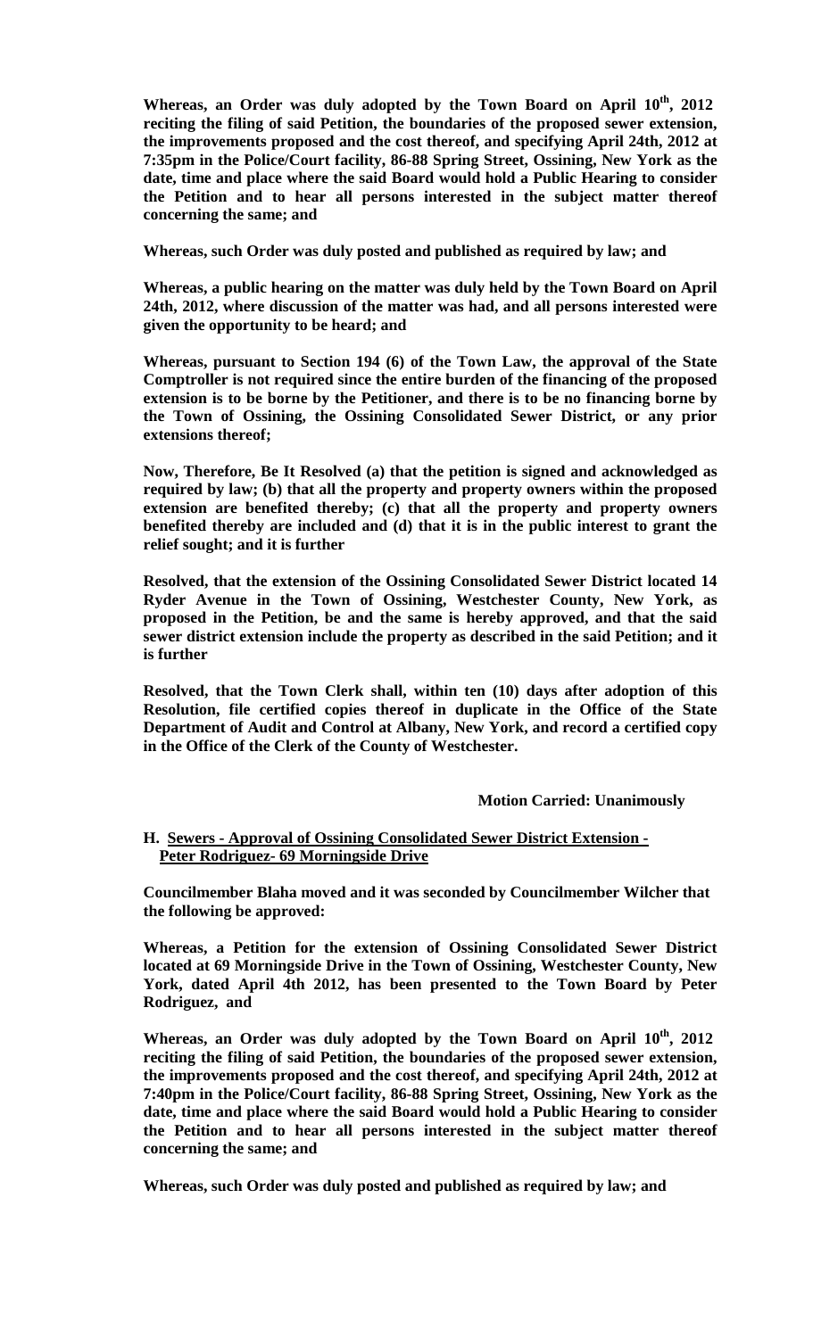**Whereas, an Order was duly adopted by the Town Board on April 10th, 2012 reciting the filing of said Petition, the boundaries of the proposed sewer extension, the improvements proposed and the cost thereof, and specifying April 24th, 2012 at 7:35pm in the Police/Court facility, 86-88 Spring Street, Ossining, New York as the date, time and place where the said Board would hold a Public Hearing to consider the Petition and to hear all persons interested in the subject matter thereof concerning the same; and**

**Whereas, such Order was duly posted and published as required by law; and**

**Whereas, a public hearing on the matter was duly held by the Town Board on April 24th, 2012, where discussion of the matter was had, and all persons interested were given the opportunity to be heard; and**

**Whereas, pursuant to Section 194 (6) of the Town Law, the approval of the State Comptroller is not required since the entire burden of the financing of the proposed extension is to be borne by the Petitioner, and there is to be no financing borne by the Town of Ossining, the Ossining Consolidated Sewer District, or any prior extensions thereof;**

**Now, Therefore, Be It Resolved (a) that the petition is signed and acknowledged as required by law; (b) that all the property and property owners within the proposed extension are benefited thereby; (c) that all the property and property owners benefited thereby are included and (d) that it is in the public interest to grant the relief sought; and it is further**

**Resolved, that the extension of the Ossining Consolidated Sewer District located 14 Ryder Avenue in the Town of Ossining, Westchester County, New York, as proposed in the Petition, be and the same is hereby approved, and that the said sewer district extension include the property as described in the said Petition; and it is further**

**Resolved, that the Town Clerk shall, within ten (10) days after adoption of this Resolution, file certified copies thereof in duplicate in the Office of the State Department of Audit and Control at Albany, New York, and record a certified copy in the Office of the Clerk of the County of Westchester.**

**Motion Carried: Unanimously**

**H. Sewers - Approval of Ossining Consolidated Sewer District Extension - Peter Rodriguez- 69 Morningside Drive**

**Councilmember Blaha moved and it was seconded by Councilmember Wilcher that the following be approved:**

**Whereas, a Petition for the extension of Ossining Consolidated Sewer District located at 69 Morningside Drive in the Town of Ossining, Westchester County, New York, dated April 4th 2012, has been presented to the Town Board by Peter Rodriguez, and**

**Whereas, an Order was duly adopted by the Town Board on April 10th, 2012 reciting the filing of said Petition, the boundaries of the proposed sewer extension, the improvements proposed and the cost thereof, and specifying April 24th, 2012 at 7:40pm in the Police/Court facility, 86-88 Spring Street, Ossining, New York as the date, time and place where the said Board would hold a Public Hearing to consider the Petition and to hear all persons interested in the subject matter thereof concerning the same; and**

**Whereas, such Order was duly posted and published as required by law; and**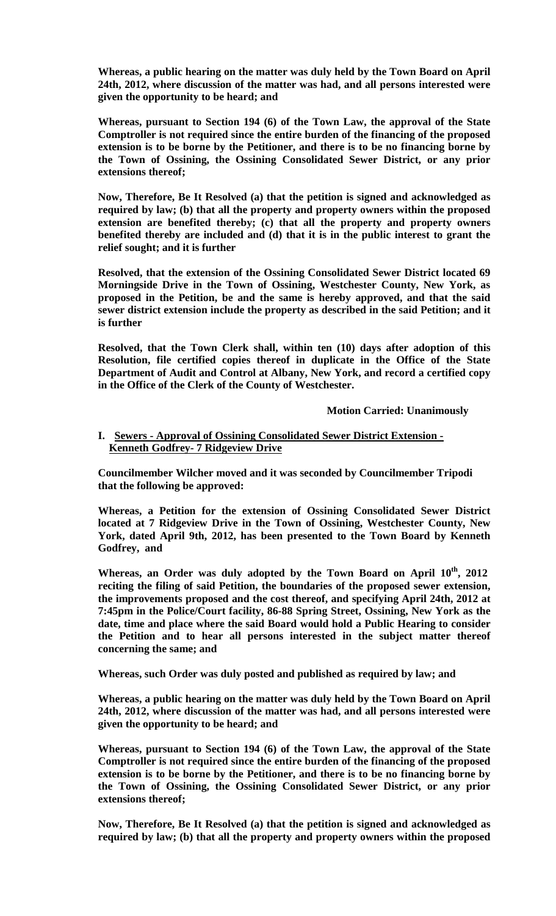**Whereas, a public hearing on the matter was duly held by the Town Board on April 24th, 2012, where discussion of the matter was had, and all persons interested were given the opportunity to be heard; and**

**Whereas, pursuant to Section 194 (6) of the Town Law, the approval of the State Comptroller is not required since the entire burden of the financing of the proposed extension is to be borne by the Petitioner, and there is to be no financing borne by the Town of Ossining, the Ossining Consolidated Sewer District, or any prior extensions thereof;**

**Now, Therefore, Be It Resolved (a) that the petition is signed and acknowledged as required by law; (b) that all the property and property owners within the proposed extension are benefited thereby; (c) that all the property and property owners benefited thereby are included and (d) that it is in the public interest to grant the relief sought; and it is further**

**Resolved, that the extension of the Ossining Consolidated Sewer District located 69 Morningside Drive in the Town of Ossining, Westchester County, New York, as proposed in the Petition, be and the same is hereby approved, and that the said sewer district extension include the property as described in the said Petition; and it is further**

**Resolved, that the Town Clerk shall, within ten (10) days after adoption of this Resolution, file certified copies thereof in duplicate in the Office of the State Department of Audit and Control at Albany, New York, and record a certified copy in the Office of the Clerk of the County of Westchester.**

**Motion Carried: Unanimously**

**I. Sewers - Approval of Ossining Consolidated Sewer District Extension - Kenneth Godfrey- 7 Ridgeview Drive**

**Councilmember Wilcher moved and it was seconded by Councilmember Tripodi that the following be approved:**

**Whereas, a Petition for the extension of Ossining Consolidated Sewer District located at 7 Ridgeview Drive in the Town of Ossining, Westchester County, New York, dated April 9th, 2012, has been presented to the Town Board by Kenneth Godfrey, and**

**Whereas, an Order was duly adopted by the Town Board on April 10th, 2012 reciting the filing of said Petition, the boundaries of the proposed sewer extension, the improvements proposed and the cost thereof, and specifying April 24th, 2012 at 7:45pm in the Police/Court facility, 86-88 Spring Street, Ossining, New York as the date, time and place where the said Board would hold a Public Hearing to consider the Petition and to hear all persons interested in the subject matter thereof concerning the same; and**

**Whereas, such Order was duly posted and published as required by law; and**

**Whereas, a public hearing on the matter was duly held by the Town Board on April 24th, 2012, where discussion of the matter was had, and all persons interested were given the opportunity to be heard; and**

**Whereas, pursuant to Section 194 (6) of the Town Law, the approval of the State Comptroller is not required since the entire burden of the financing of the proposed extension is to be borne by the Petitioner, and there is to be no financing borne by the Town of Ossining, the Ossining Consolidated Sewer District, or any prior extensions thereof;**

**Now, Therefore, Be It Resolved (a) that the petition is signed and acknowledged as required by law; (b) that all the property and property owners within the proposed**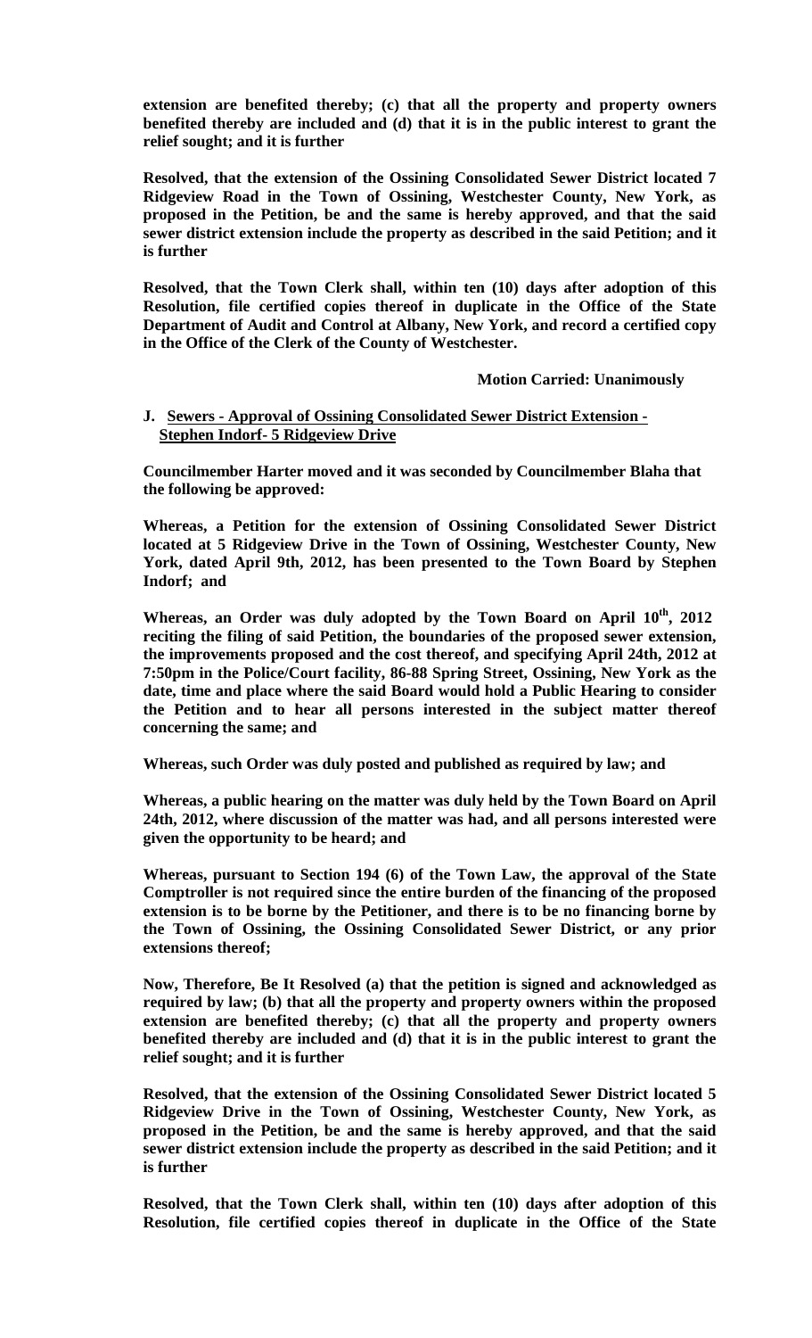**extension are benefited thereby; (c) that all the property and property owners benefited thereby are included and (d) that it is in the public interest to grant the relief sought; and it is further**

**Resolved, that the extension of the Ossining Consolidated Sewer District located 7 Ridgeview Road in the Town of Ossining, Westchester County, New York, as proposed in the Petition, be and the same is hereby approved, and that the said sewer district extension include the property as described in the said Petition; and it is further**

**Resolved, that the Town Clerk shall, within ten (10) days after adoption of this Resolution, file certified copies thereof in duplicate in the Office of the State Department of Audit and Control at Albany, New York, and record a certified copy in the Office of the Clerk of the County of Westchester.**

**Motion Carried: Unanimously**

**J. Sewers - Approval of Ossining Consolidated Sewer District Extension - Stephen Indorf- 5 Ridgeview Drive**

**Councilmember Harter moved and it was seconded by Councilmember Blaha that the following be approved:**

**Whereas, a Petition for the extension of Ossining Consolidated Sewer District located at 5 Ridgeview Drive in the Town of Ossining, Westchester County, New York, dated April 9th, 2012, has been presented to the Town Board by Stephen Indorf; and**

**Whereas, an Order was duly adopted by the Town Board on April 10th, 2012 reciting the filing of said Petition, the boundaries of the proposed sewer extension, the improvements proposed and the cost thereof, and specifying April 24th, 2012 at 7:50pm in the Police/Court facility, 86-88 Spring Street, Ossining, New York as the date, time and place where the said Board would hold a Public Hearing to consider the Petition and to hear all persons interested in the subject matter thereof concerning the same; and**

**Whereas, such Order was duly posted and published as required by law; and**

**Whereas, a public hearing on the matter was duly held by the Town Board on April 24th, 2012, where discussion of the matter was had, and all persons interested were given the opportunity to be heard; and**

**Whereas, pursuant to Section 194 (6) of the Town Law, the approval of the State Comptroller is not required since the entire burden of the financing of the proposed extension is to be borne by the Petitioner, and there is to be no financing borne by the Town of Ossining, the Ossining Consolidated Sewer District, or any prior extensions thereof;**

**Now, Therefore, Be It Resolved (a) that the petition is signed and acknowledged as required by law; (b) that all the property and property owners within the proposed extension are benefited thereby; (c) that all the property and property owners benefited thereby are included and (d) that it is in the public interest to grant the relief sought; and it is further**

**Resolved, that the extension of the Ossining Consolidated Sewer District located 5 Ridgeview Drive in the Town of Ossining, Westchester County, New York, as proposed in the Petition, be and the same is hereby approved, and that the said sewer district extension include the property as described in the said Petition; and it is further**

**Resolved, that the Town Clerk shall, within ten (10) days after adoption of this Resolution, file certified copies thereof in duplicate in the Office of the State**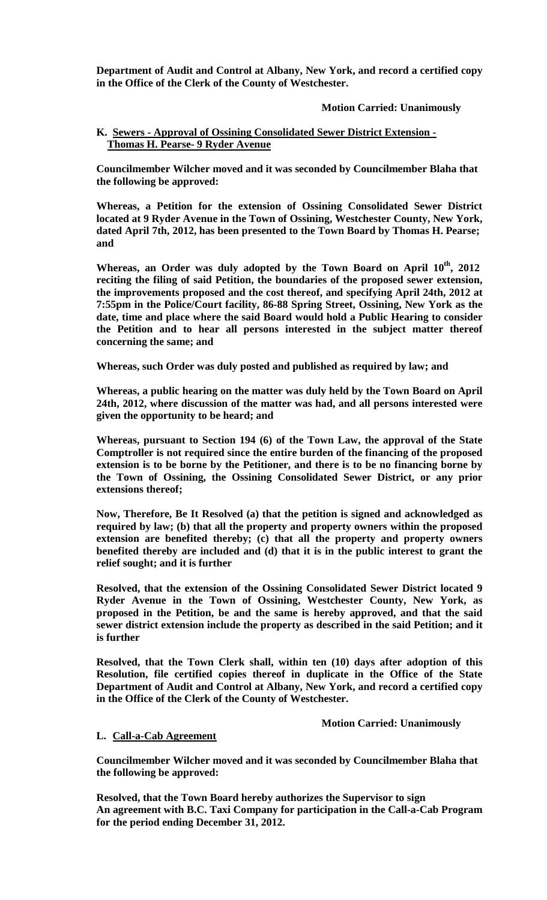**Department of Audit and Control at Albany, New York, and record a certified copy in the Office of the Clerk of the County of Westchester.**

**Motion Carried: Unanimously**

**K. Sewers - Approval of Ossining Consolidated Sewer District Extension - Thomas H. Pearse- 9 Ryder Avenue**

**Councilmember Wilcher moved and it was seconded by Councilmember Blaha that the following be approved:**

**Whereas, a Petition for the extension of Ossining Consolidated Sewer District located at 9 Ryder Avenue in the Town of Ossining, Westchester County, New York, dated April 7th, 2012, has been presented to the Town Board by Thomas H. Pearse; and**

**Whereas, an Order was duly adopted by the Town Board on April 10th, 2012 reciting the filing of said Petition, the boundaries of the proposed sewer extension, the improvements proposed and the cost thereof, and specifying April 24th, 2012 at 7:55pm in the Police/Court facility, 86-88 Spring Street, Ossining, New York as the date, time and place where the said Board would hold a Public Hearing to consider the Petition and to hear all persons interested in the subject matter thereof concerning the same; and**

**Whereas, such Order was duly posted and published as required by law; and**

**Whereas, a public hearing on the matter was duly held by the Town Board on April 24th, 2012, where discussion of the matter was had, and all persons interested were given the opportunity to be heard; and**

**Whereas, pursuant to Section 194 (6) of the Town Law, the approval of the State Comptroller is not required since the entire burden of the financing of the proposed extension is to be borne by the Petitioner, and there is to be no financing borne by the Town of Ossining, the Ossining Consolidated Sewer District, or any prior extensions thereof;**

**Now, Therefore, Be It Resolved (a) that the petition is signed and acknowledged as required by law; (b) that all the property and property owners within the proposed extension are benefited thereby; (c) that all the property and property owners benefited thereby are included and (d) that it is in the public interest to grant the relief sought; and it is further**

**Resolved, that the extension of the Ossining Consolidated Sewer District located 9 Ryder Avenue in the Town of Ossining, Westchester County, New York, as proposed in the Petition, be and the same is hereby approved, and that the said sewer district extension include the property as described in the said Petition; and it is further**

**Resolved, that the Town Clerk shall, within ten (10) days after adoption of this Resolution, file certified copies thereof in duplicate in the Office of the State Department of Audit and Control at Albany, New York, and record a certified copy in the Office of the Clerk of the County of Westchester.**

**Motion Carried: Unanimously**

**L. Call-a-Cab Agreement**

**Councilmember Wilcher moved and it was seconded by Councilmember Blaha that the following be approved:**

**Resolved, that the Town Board hereby authorizes the Supervisor to sign An agreement with B.C. Taxi Company for participation in the Call-a-Cab Program for the period ending December 31, 2012.**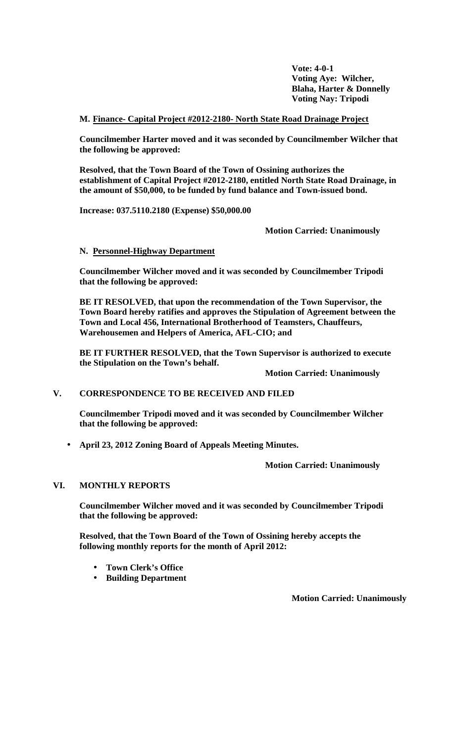**Vote: 4-0-1**
**Voting Aye: Wilcher, Blaha, Harter & Donnelly**
**Voting Nay: Tripodi**

**M. Finance- Capital Project #2012-2180- North State Road Drainage Project**

**Councilmember Harter moved and it was seconded by Councilmember Wilcher that the following be approved:**

**Resolved, that the Town Board of the Town of Ossining authorizes the establishment of Capital Project #2012-2180, entitled North State Road Drainage, in the amount of $50,000, to be funded by fund balance and Town-issued bond.**

**Increase: 037.5110.2180 (Expense) $50,000.00**

**Motion Carried: Unanimously**

**N. Personnel-Highway Department**

**Councilmember Wilcher moved and it was seconded by Councilmember Tripodi that the following be approved:**

**BE IT RESOLVED, that upon the recommendation of the Town Supervisor, the Town Board hereby ratifies and approves the Stipulation of Agreement between the Town and Local 456, International Brotherhood of Teamsters, Chauffeurs, Warehousemen and Helpers of America, AFL-CIO; and**

**BE IT FURTHER RESOLVED, that the Town Supervisor is authorized to execute the Stipulation on the Town's behalf.**

**Motion Carried: Unanimously**

## V. CORRESPONDENCE TO BE RECEIVED AND FILED

**Councilmember Tripodi moved and it was seconded by Councilmember Wilcher that the following be approved:**

- **April 23, 2012 Zoning Board of Appeals Meeting Minutes.**

**Motion Carried: Unanimously**

## VI. MONTHLY REPORTS

**Councilmember Wilcher moved and it was seconded by Councilmember Tripodi that the following be approved:**

**Resolved, that the Town Board of the Town of Ossining hereby accepts the following monthly reports for the month of April 2012:**

- **Town Clerk's Office**
- **Building Department**

**Motion Carried: Unanimously**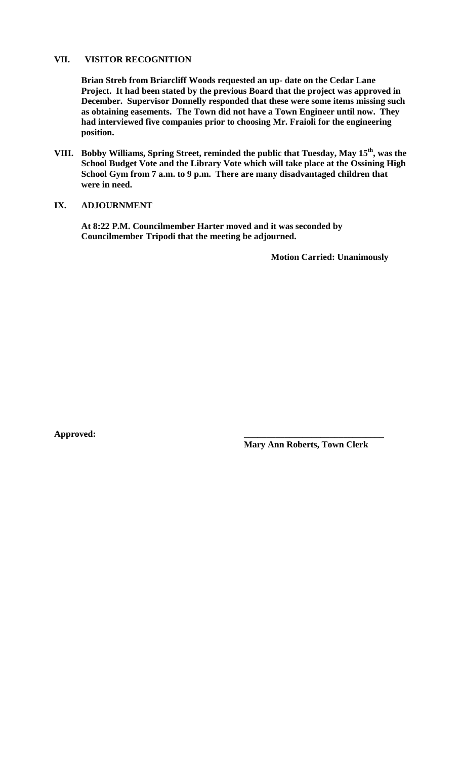**VII. VISITOR RECOGNITION**

**Brian Streb from Briarcliff Woods requested an up- date on the Cedar Lane Project. It had been stated by the previous Board that the project was approved in December. Supervisor Donnelly responded that these were some items missing such as obtaining easements. The Town did not have a Town Engineer until now. They had interviewed five companies prior to choosing Mr. Fraioli for the engineering position.**

**VIII. Bobby Williams, Spring Street, reminded the public that Tuesday, May 15th, was the School Budget Vote and the Library Vote which will take place at the Ossining High School Gym from 7 a.m. to 9 p.m. There are many disadvantaged children that were in need.**

**IX. ADJOURNMENT**

**At 8:22 P.M. Councilmember Harter moved and it was seconded by Councilmember Tripodi that the meeting be adjourned.**

**Motion Carried: Unanimously**

**Approved:** \_\_\_\_\_\_\_\_\_\_\_\_\_\_\_\_\_\_\_\_\_\_\_\_\_\_\_\_\_\_

**Mary Ann Roberts, Town Clerk**